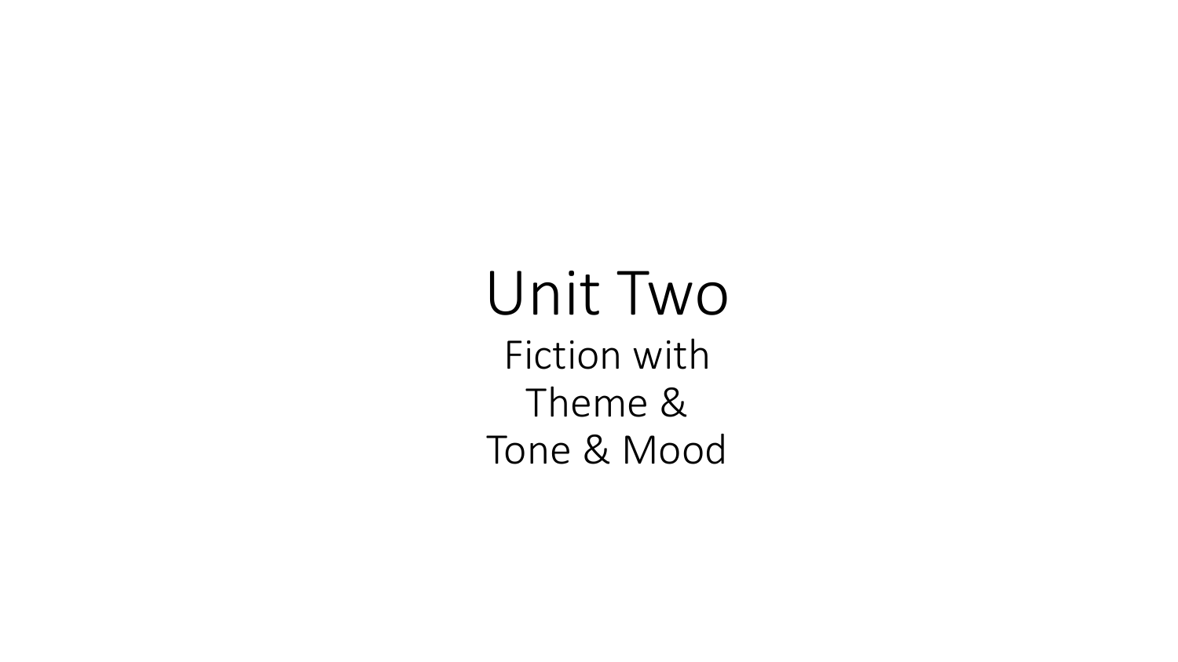# Unit Two

Fiction with
Theme &
Tone & Mood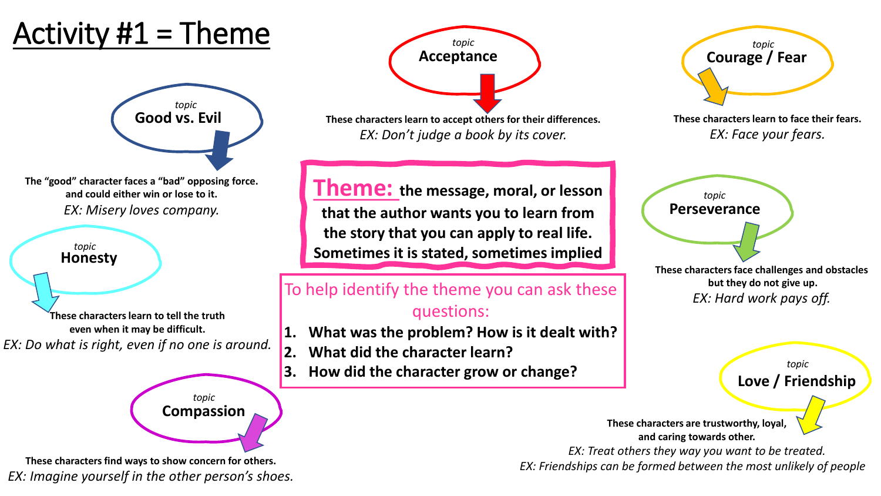# Activity #1 = Theme

**Theme:** **the message, moral, or lesson that the author wants you to learn from the story that you can apply to real life. Sometimes it is stated, sometimes implied**

To help identify the theme you can ask these questions:

1. **What was the problem? How is it dealt with?**
2. **What did the character learn?**
3. **How did the character grow or change?**

*topic*
**Good vs. Evil**

**The "good" character faces a "bad" opposing force. and could either win or lose to it.**
*EX: Misery loves company.*

*topic*
**Honesty**

**These characters learn to tell the truth even when it may be difficult.**
*EX: Do what is right, even if no one is around.*

*topic*
**Compassion**

**These characters find ways to show concern for others.**
*EX: Imagine yourself in the other person's shoes.*

*topic*
**Acceptance**

**These characters learn to accept others for their differences.**
*EX: Don't judge a book by its cover.*

*topic*
**Courage / Fear**

**These characters learn to face their fears.**
*EX: Face your fears.*

*topic*
**Perseverance**

**These characters face challenges and obstacles but they do not give up.**
*EX: Hard work pays off.*

*topic*
**Love / Friendship**

**These characters are trustworthy, loyal, and caring towards other.**
*EX: Treat others they way you want to be treated.*
*EX: Friendships can be formed between the most unlikely of people*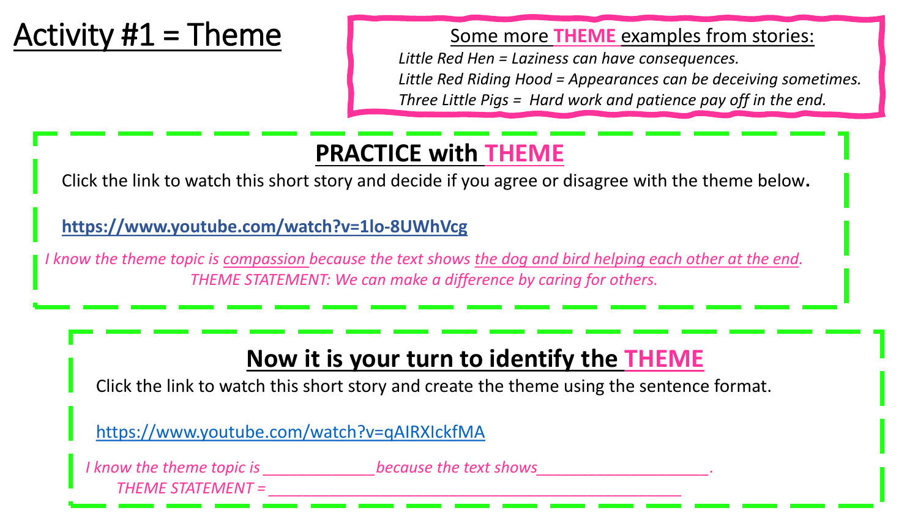# Activity #1 = Theme

Some more **THEME** examples from stories:

*Little Red Hen = Laziness can have consequences.*

*Little Red Riding Hood = Appearances can be deceiving sometimes.*

*Three Little Pigs = Hard work and patience pay off in the end.*

## PRACTICE with THEME

Click the link to watch this short story and decide if you agree or disagree with the theme below.

**https://www.youtube.com/watch?v=1lo-8UWhVcg**

*I know the theme topic is compassion because the text shows the dog and bird helping each other at the end.*

*THEME STATEMENT: We can make a difference by caring for others.*

## Now it is your turn to identify the THEME

Click the link to watch this short story and create the theme using the sentence format.

https://www.youtube.com/watch?v=qAIRXIckfMA

*I know the theme topic is _____________ because the text shows ____________________.*

*THEME STATEMENT = ___________________________________________________*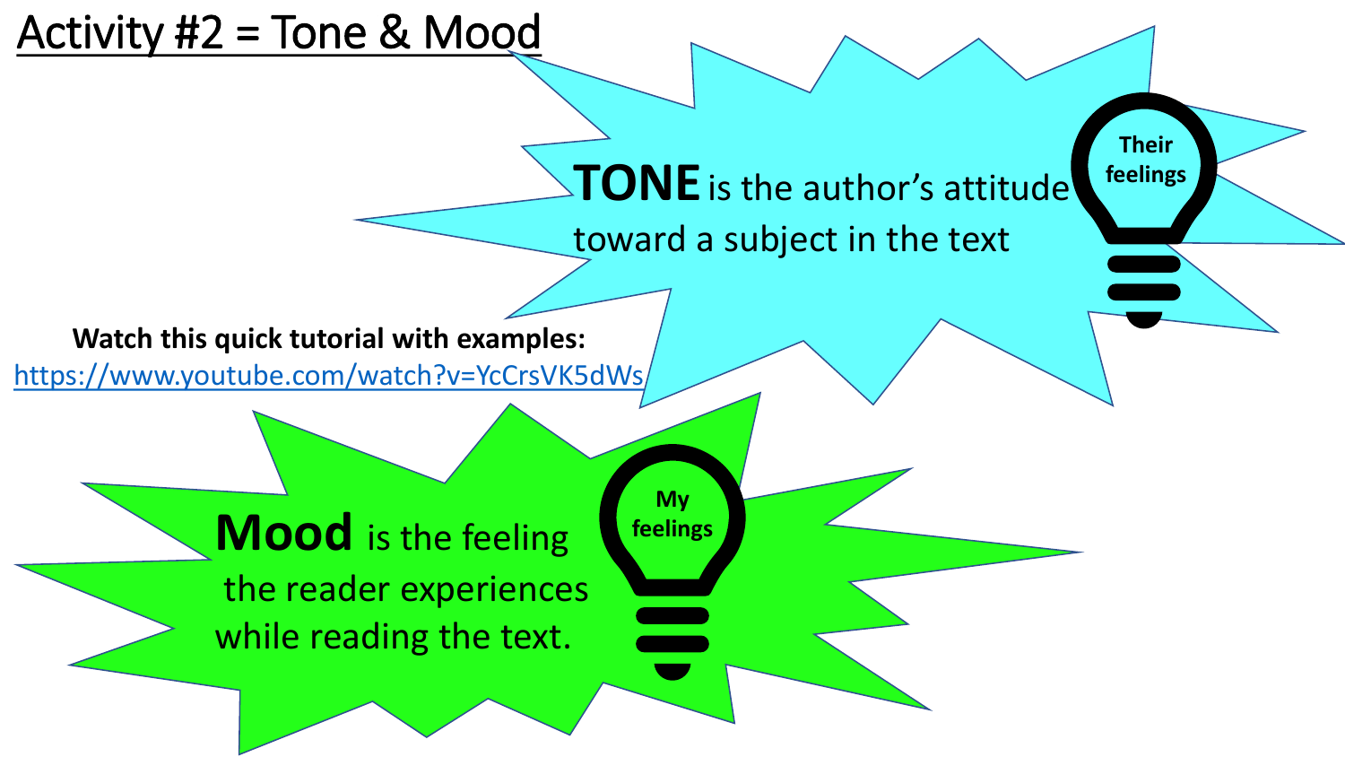# Activity #2 = Tone & Mood

**TONE** is the author's attitude toward a subject in the text

**Their feelings**

**Watch this quick tutorial with examples:**
https://www.youtube.com/watch?v=YcCrsVK5dWs

**Mood** is the feeling the reader experiences while reading the text.

**My feelings**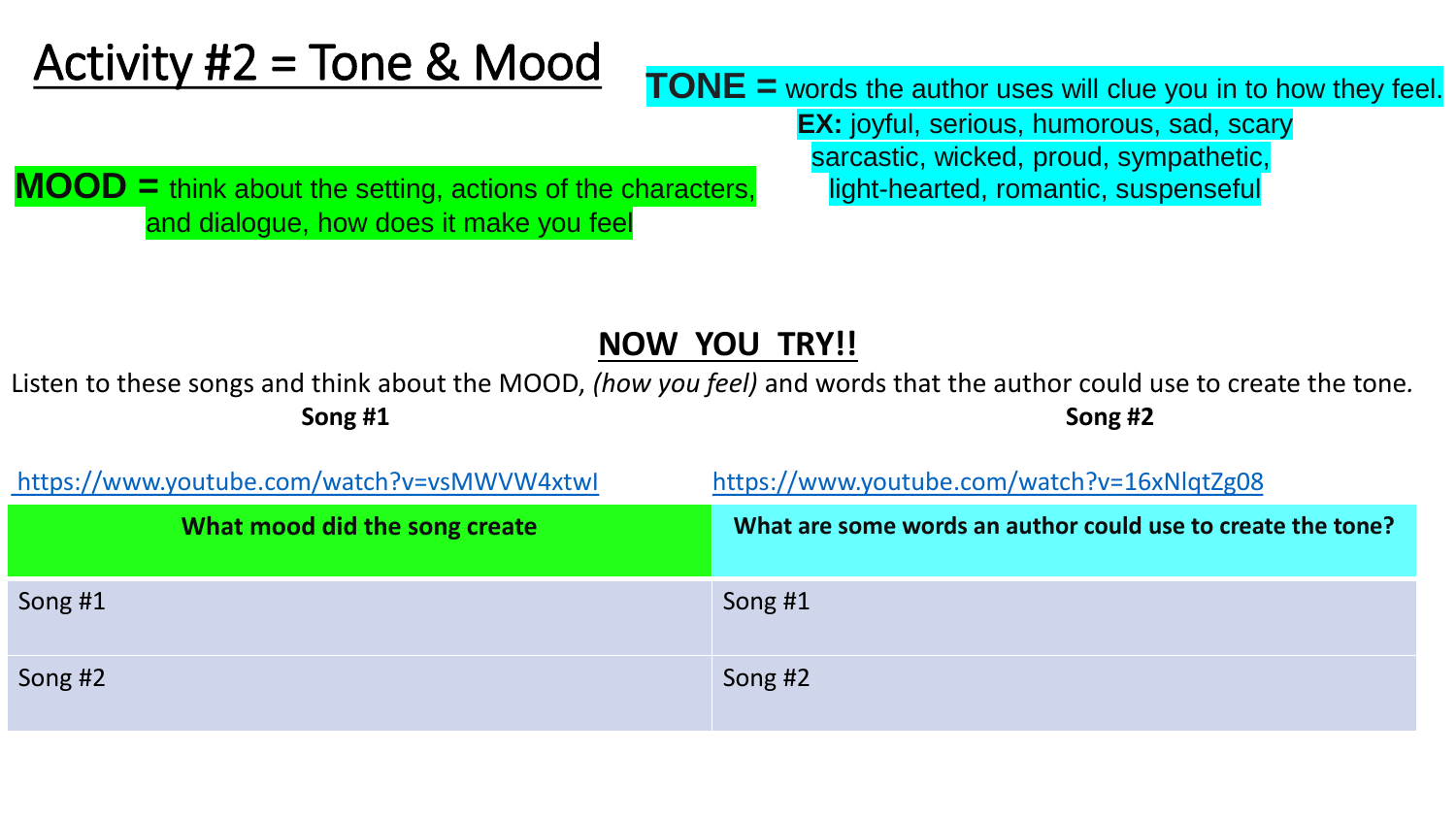# Activity #2 = Tone & Mood

**TONE =** words the author uses will clue you in to how they feel.
**EX:** joyful, serious, humorous, sad, scary
sarcastic, wicked, proud, sympathetic,
light-hearted, romantic, suspenseful

**MOOD =** think about the setting, actions of the characters, and dialogue, how does it make you feel

## NOW YOU TRY!!

Listen to these songs and think about the MOOD, *(how you feel)* and words that the author could use to create the tone.

**Song #1**

https://www.youtube.com/watch?v=vsMWVW4xtwI

**Song #2**

https://www.youtube.com/watch?v=16xNlqtZg08

| What mood did the song create | What are some words an author could use to create the tone? |
|---|---|
| Song #1 | Song #1 |
| Song #2 | Song #2 |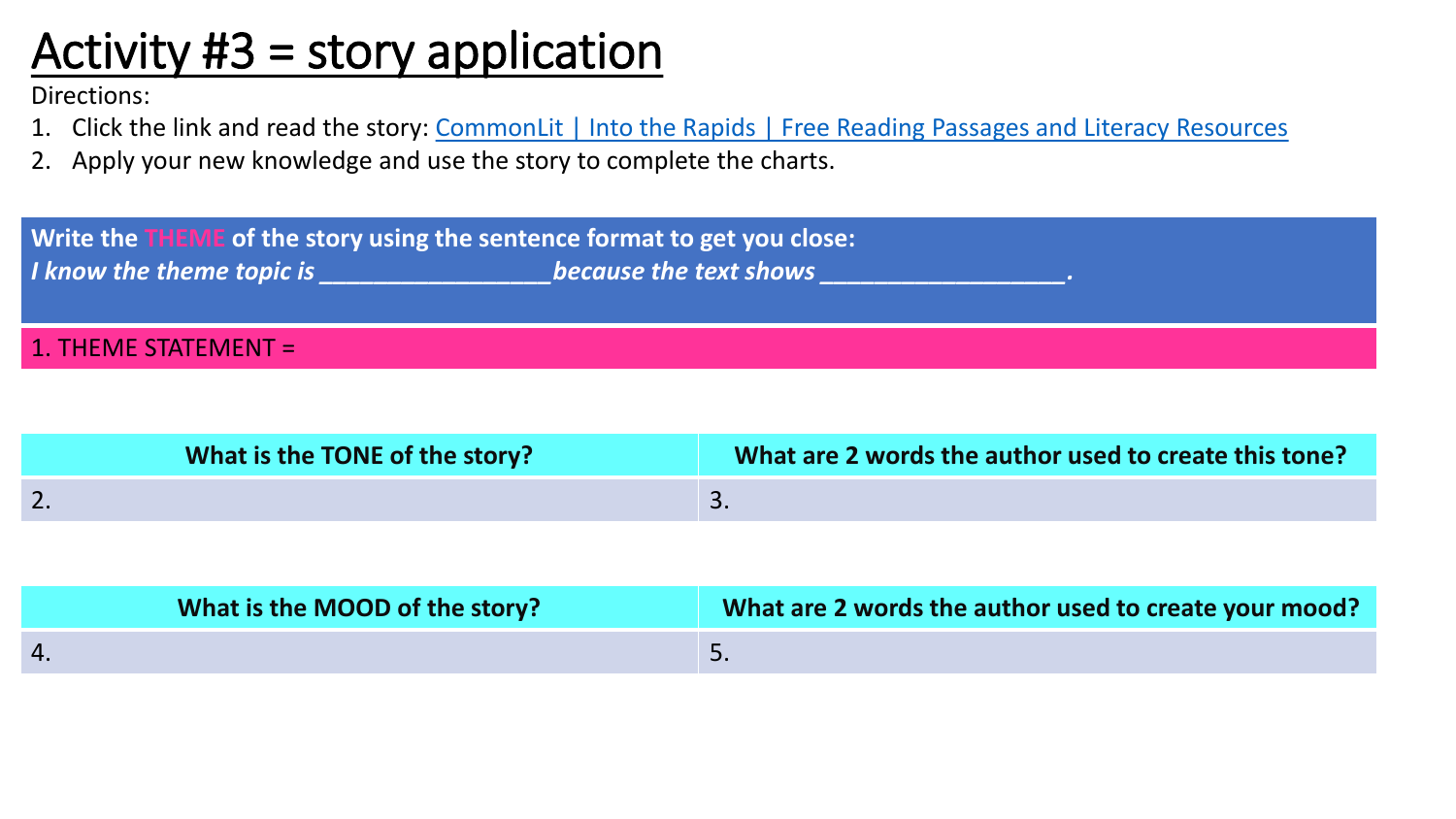# Activity #3 = story application

Directions:

1. Click the link and read the story: [CommonLit | Into the Rapids | Free Reading Passages and Literacy Resources]()
2. Apply your new knowledge and use the story to complete the charts.

**Write the THEME of the story using the sentence format to get you close:**
***I know the theme topic is _________________because the text shows __________________.***

1. THEME STATEMENT =

| What is the TONE of the story? | What are 2 words the author used to create this tone? |
| --- | --- |
| 2. | 3. |

| What is the MOOD of the story? | What are 2 words the author used to create your mood? |
| --- | --- |
| 4. | 5. |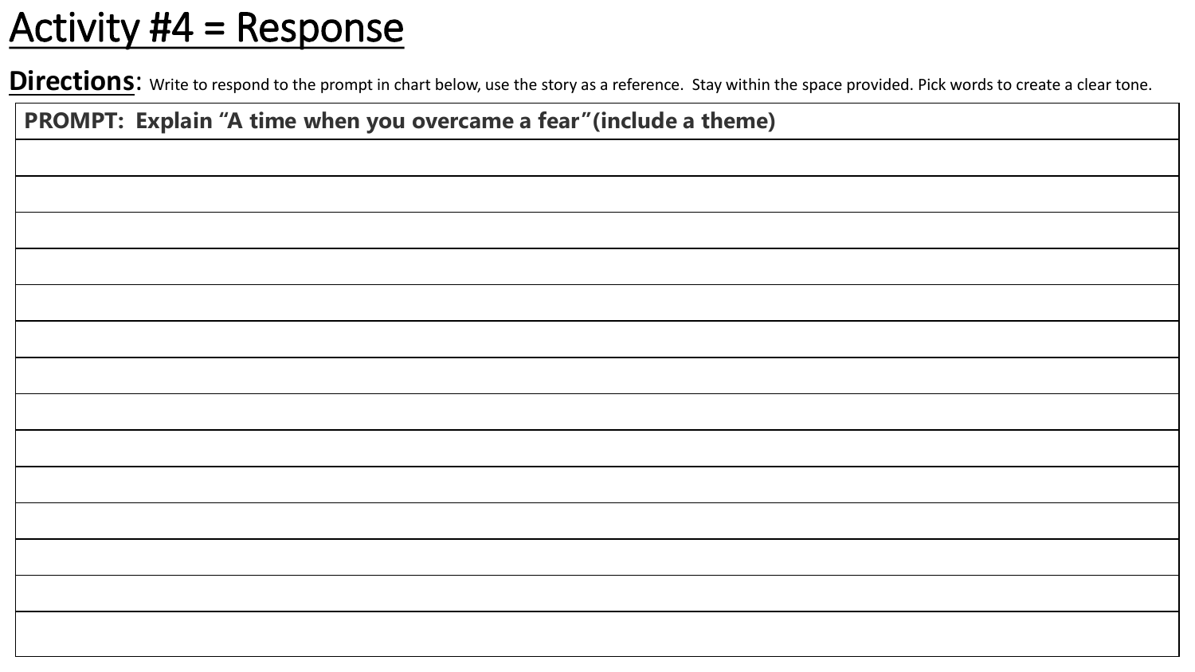# Activity #4 = Response

**Directions**: Write to respond to the prompt in chart below, use the story as a reference. Stay within the space provided. Pick words to create a clear tone.

| **PROMPT: Explain "A time when you overcame a fear"(include a theme)** |
| --- |
| |
| |
| |
| |
| |
| |
| |
| |
| |
| |
| |
| |
| |
| |